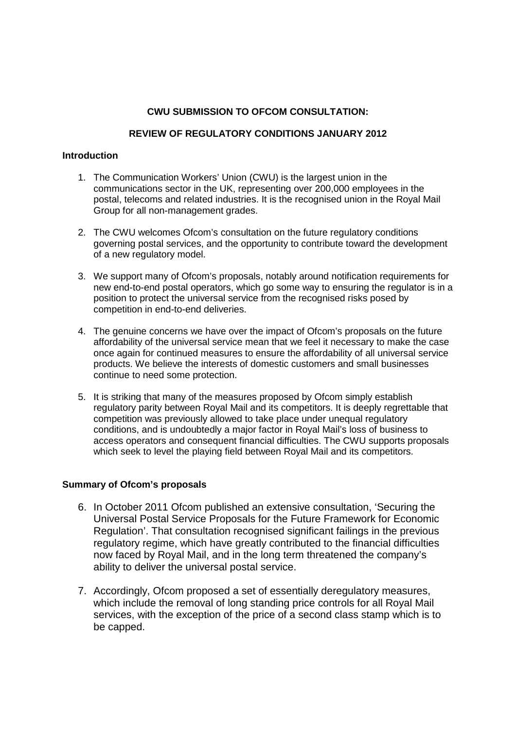**CWU SUBMISSION TO OFCOM CONSULTATION:**

**REVIEW OF REGULATORY CONDITIONS JANUARY 2012**

**Introduction**

1. The Communication Workers' Union (CWU) is the largest union in the communications sector in the UK, representing over 200,000 employees in the postal, telecoms and related industries. It is the recognised union in the Royal Mail Group for all non-management grades.

2. The CWU welcomes Ofcom's consultation on the future regulatory conditions governing postal services, and the opportunity to contribute toward the development of a new regulatory model.

3. We support many of Ofcom's proposals, notably around notification requirements for new end-to-end postal operators, which go some way to ensuring the regulator is in a position to protect the universal service from the recognised risks posed by competition in end-to-end deliveries.

4. The genuine concerns we have over the impact of Ofcom's proposals on the future affordability of the universal service mean that we feel it necessary to make the case once again for continued measures to ensure the affordability of all universal service products. We believe the interests of domestic customers and small businesses continue to need some protection.

5. It is striking that many of the measures proposed by Ofcom simply establish regulatory parity between Royal Mail and its competitors. It is deeply regrettable that competition was previously allowed to take place under unequal regulatory conditions, and is undoubtedly a major factor in Royal Mail's loss of business to access operators and consequent financial difficulties. The CWU supports proposals which seek to level the playing field between Royal Mail and its competitors.

**Summary of Ofcom's proposals**

6. In October 2011 Ofcom published an extensive consultation, 'Securing the Universal Postal Service Proposals for the Future Framework for Economic Regulation'. That consultation recognised significant failings in the previous regulatory regime, which have greatly contributed to the financial difficulties now faced by Royal Mail, and in the long term threatened the company's ability to deliver the universal postal service.

7. Accordingly, Ofcom proposed a set of essentially deregulatory measures, which include the removal of long standing price controls for all Royal Mail services, with the exception of the price of a second class stamp which is to be capped.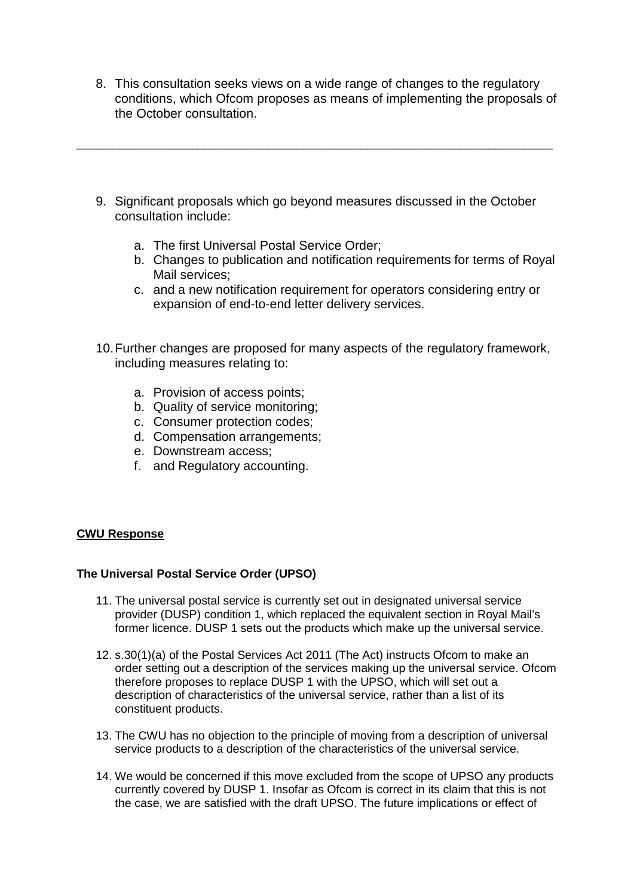8. This consultation seeks views on a wide range of changes to the regulatory conditions, which Ofcom proposes as means of implementing the proposals of the October consultation.

---

9. Significant proposals which go beyond measures discussed in the October consultation include:

    a. The first Universal Postal Service Order;
    b. Changes to publication and notification requirements for terms of Royal Mail services;
    c. and a new notification requirement for operators considering entry or expansion of end-to-end letter delivery services.

10. Further changes are proposed for many aspects of the regulatory framework, including measures relating to:

    a. Provision of access points;
    b. Quality of service monitoring;
    c. Consumer protection codes;
    d. Compensation arrangements;
    e. Downstream access;
    f. and Regulatory accounting.

**<u>CWU Response</u>**

**The Universal Postal Service Order (UPSO)**

11. The universal postal service is currently set out in designated universal service provider (DUSP) condition 1, which replaced the equivalent section in Royal Mail's former licence. DUSP 1 sets out the products which make up the universal service.

12. s.30(1)(a) of the Postal Services Act 2011 (The Act) instructs Ofcom to make an order setting out a description of the services making up the universal service. Ofcom therefore proposes to replace DUSP 1 with the UPSO, which will set out a description of characteristics of the universal service, rather than a list of its constituent products.

13. The CWU has no objection to the principle of moving from a description of universal service products to a description of the characteristics of the universal service.

14. We would be concerned if this move excluded from the scope of UPSO any products currently covered by DUSP 1. Insofar as Ofcom is correct in its claim that this is not the case, we are satisfied with the draft UPSO. The future implications or effect of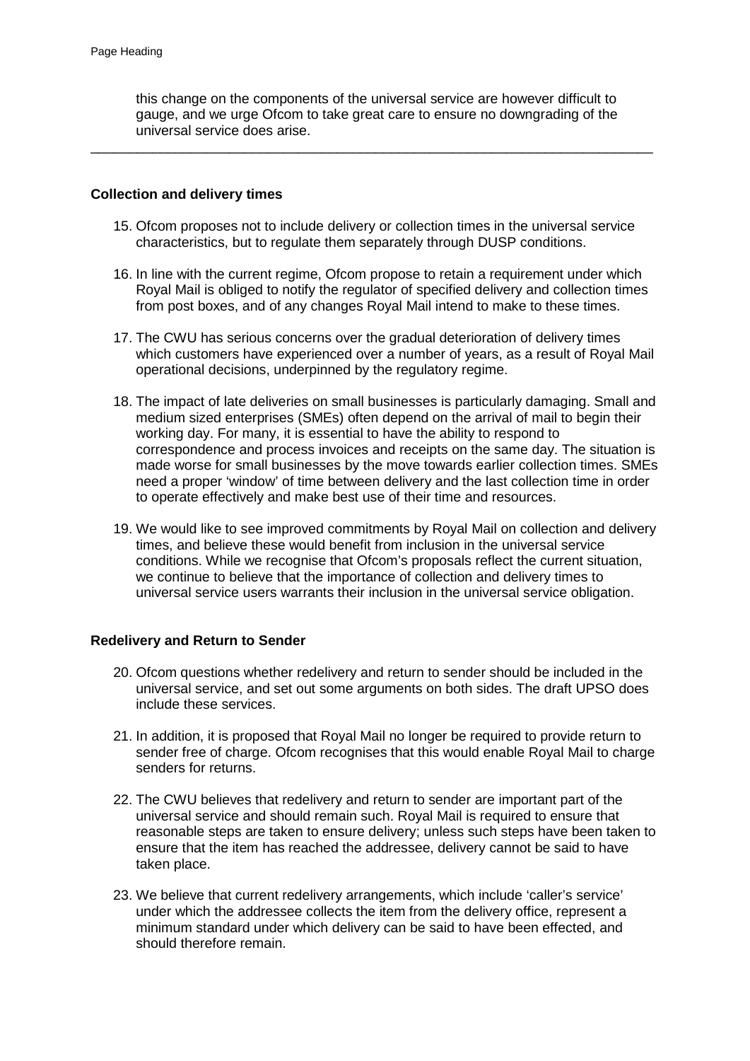this change on the components of the universal service are however difficult to gauge, and we urge Ofcom to take great care to ensure no downgrading of the universal service does arise.

---

**Collection and delivery times**

15. Ofcom proposes not to include delivery or collection times in the universal service characteristics, but to regulate them separately through DUSP conditions.

16. In line with the current regime, Ofcom propose to retain a requirement under which Royal Mail is obliged to notify the regulator of specified delivery and collection times from post boxes, and of any changes Royal Mail intend to make to these times.

17. The CWU has serious concerns over the gradual deterioration of delivery times which customers have experienced over a number of years, as a result of Royal Mail operational decisions, underpinned by the regulatory regime.

18. The impact of late deliveries on small businesses is particularly damaging. Small and medium sized enterprises (SMEs) often depend on the arrival of mail to begin their working day. For many, it is essential to have the ability to respond to correspondence and process invoices and receipts on the same day. The situation is made worse for small businesses by the move towards earlier collection times. SMEs need a proper 'window' of time between delivery and the last collection time in order to operate effectively and make best use of their time and resources.

19. We would like to see improved commitments by Royal Mail on collection and delivery times, and believe these would benefit from inclusion in the universal service conditions. While we recognise that Ofcom's proposals reflect the current situation, we continue to believe that the importance of collection and delivery times to universal service users warrants their inclusion in the universal service obligation.

**Redelivery and Return to Sender**

20. Ofcom questions whether redelivery and return to sender should be included in the universal service, and set out some arguments on both sides. The draft UPSO does include these services.

21. In addition, it is proposed that Royal Mail no longer be required to provide return to sender free of charge. Ofcom recognises that this would enable Royal Mail to charge senders for returns.

22. The CWU believes that redelivery and return to sender are important part of the universal service and should remain such. Royal Mail is required to ensure that reasonable steps are taken to ensure delivery; unless such steps have been taken to ensure that the item has reached the addressee, delivery cannot be said to have taken place.

23. We believe that current redelivery arrangements, which include 'caller's service' under which the addressee collects the item from the delivery office, represent a minimum standard under which delivery can be said to have been effected, and should therefore remain.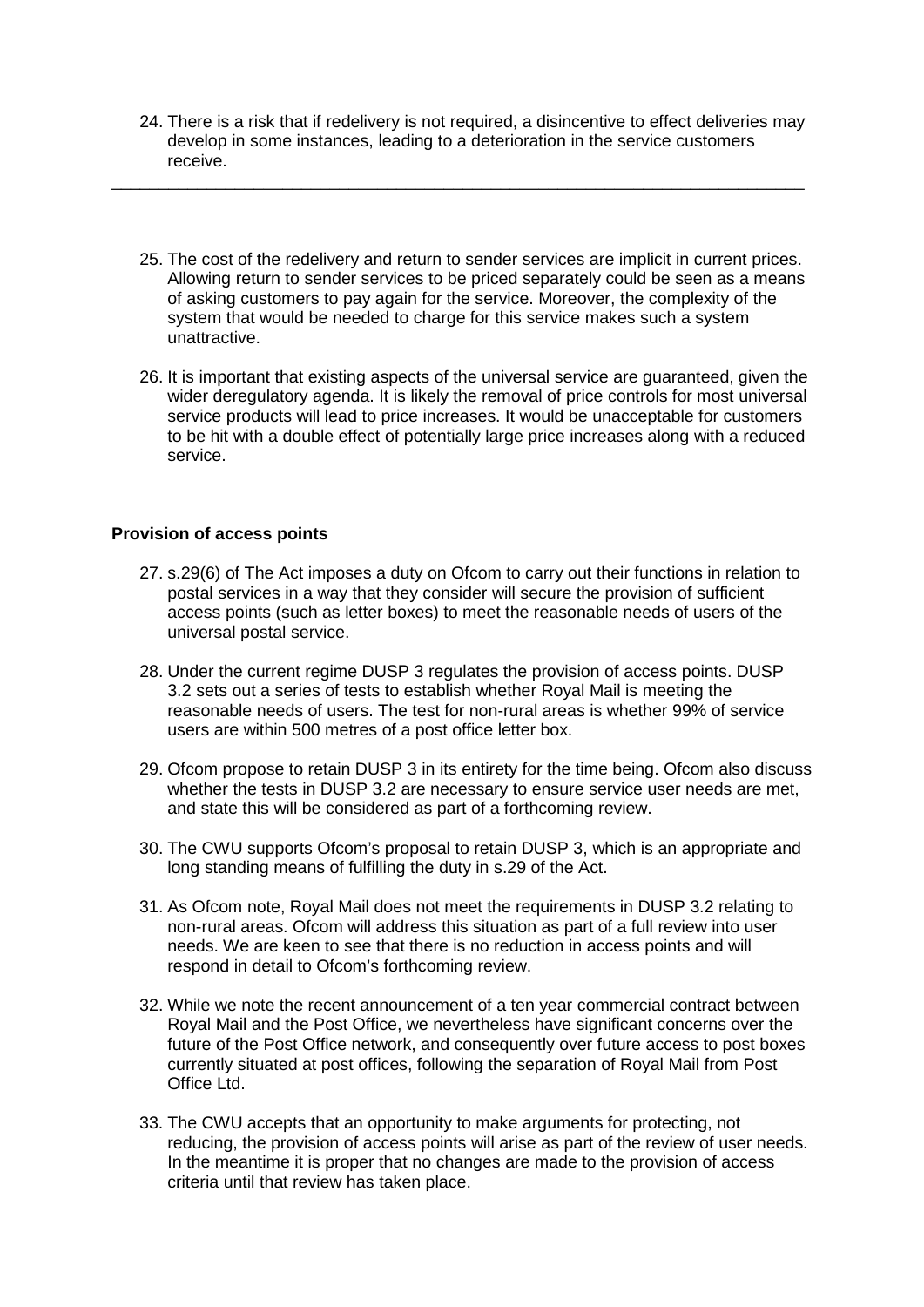24. There is a risk that if redelivery is not required, a disincentive to effect deliveries may develop in some instances, leading to a deterioration in the service customers receive.

---

25. The cost of the redelivery and return to sender services are implicit in current prices. Allowing return to sender services to be priced separately could be seen as a means of asking customers to pay again for the service. Moreover, the complexity of the system that would be needed to charge for this service makes such a system unattractive.

26. It is important that existing aspects of the universal service are guaranteed, given the wider deregulatory agenda. It is likely the removal of price controls for most universal service products will lead to price increases. It would be unacceptable for customers to be hit with a double effect of potentially large price increases along with a reduced service.

**Provision of access points**

27. s.29(6) of The Act imposes a duty on Ofcom to carry out their functions in relation to postal services in a way that they consider will secure the provision of sufficient access points (such as letter boxes) to meet the reasonable needs of users of the universal postal service.

28. Under the current regime DUSP 3 regulates the provision of access points. DUSP 3.2 sets out a series of tests to establish whether Royal Mail is meeting the reasonable needs of users. The test for non-rural areas is whether 99% of service users are within 500 metres of a post office letter box.

29. Ofcom propose to retain DUSP 3 in its entirety for the time being. Ofcom also discuss whether the tests in DUSP 3.2 are necessary to ensure service user needs are met, and state this will be considered as part of a forthcoming review.

30. The CWU supports Ofcom's proposal to retain DUSP 3, which is an appropriate and long standing means of fulfilling the duty in s.29 of the Act.

31. As Ofcom note, Royal Mail does not meet the requirements in DUSP 3.2 relating to non-rural areas. Ofcom will address this situation as part of a full review into user needs. We are keen to see that there is no reduction in access points and will respond in detail to Ofcom's forthcoming review.

32. While we note the recent announcement of a ten year commercial contract between Royal Mail and the Post Office, we nevertheless have significant concerns over the future of the Post Office network, and consequently over future access to post boxes currently situated at post offices, following the separation of Royal Mail from Post Office Ltd.

33. The CWU accepts that an opportunity to make arguments for protecting, not reducing, the provision of access points will arise as part of the review of user needs. In the meantime it is proper that no changes are made to the provision of access criteria until that review has taken place.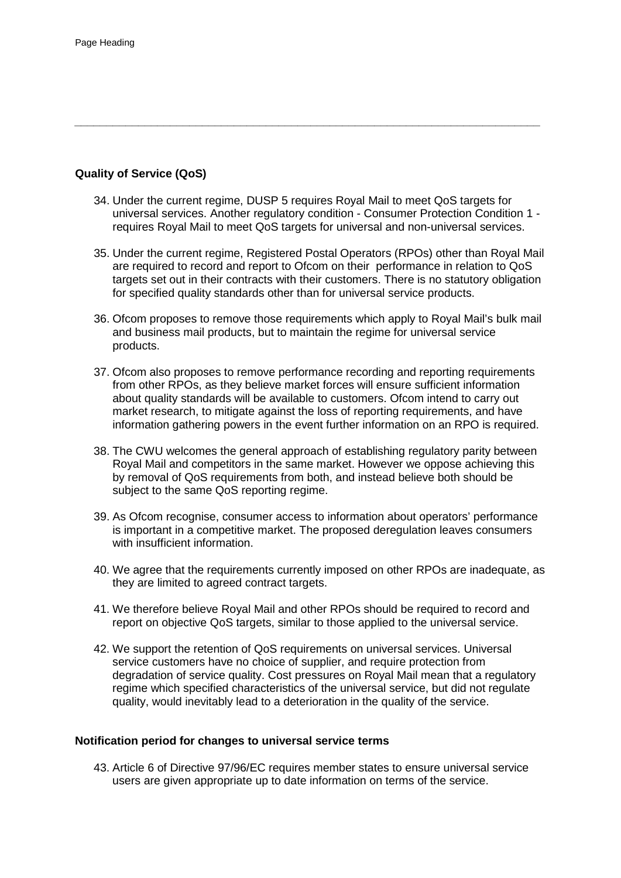## Quality of Service (QoS)

34. Under the current regime, DUSP 5 requires Royal Mail to meet QoS targets for universal services. Another regulatory condition - Consumer Protection Condition 1 - requires Royal Mail to meet QoS targets for universal and non-universal services.

35. Under the current regime, Registered Postal Operators (RPOs) other than Royal Mail are required to record and report to Ofcom on their performance in relation to QoS targets set out in their contracts with their customers. There is no statutory obligation for specified quality standards other than for universal service products.

36. Ofcom proposes to remove those requirements which apply to Royal Mail's bulk mail and business mail products, but to maintain the regime for universal service products.

37. Ofcom also proposes to remove performance recording and reporting requirements from other RPOs, as they believe market forces will ensure sufficient information about quality standards will be available to customers. Ofcom intend to carry out market research, to mitigate against the loss of reporting requirements, and have information gathering powers in the event further information on an RPO is required.

38. The CWU welcomes the general approach of establishing regulatory parity between Royal Mail and competitors in the same market. However we oppose achieving this by removal of QoS requirements from both, and instead believe both should be subject to the same QoS reporting regime.

39. As Ofcom recognise, consumer access to information about operators' performance is important in a competitive market. The proposed deregulation leaves consumers with insufficient information.

40. We agree that the requirements currently imposed on other RPOs are inadequate, as they are limited to agreed contract targets.

41. We therefore believe Royal Mail and other RPOs should be required to record and report on objective QoS targets, similar to those applied to the universal service.

42. We support the retention of QoS requirements on universal services. Universal service customers have no choice of supplier, and require protection from degradation of service quality. Cost pressures on Royal Mail mean that a regulatory regime which specified characteristics of the universal service, but did not regulate quality, would inevitably lead to a deterioration in the quality of the service.

## Notification period for changes to universal service terms

43. Article 6 of Directive 97/96/EC requires member states to ensure universal service users are given appropriate up to date information on terms of the service.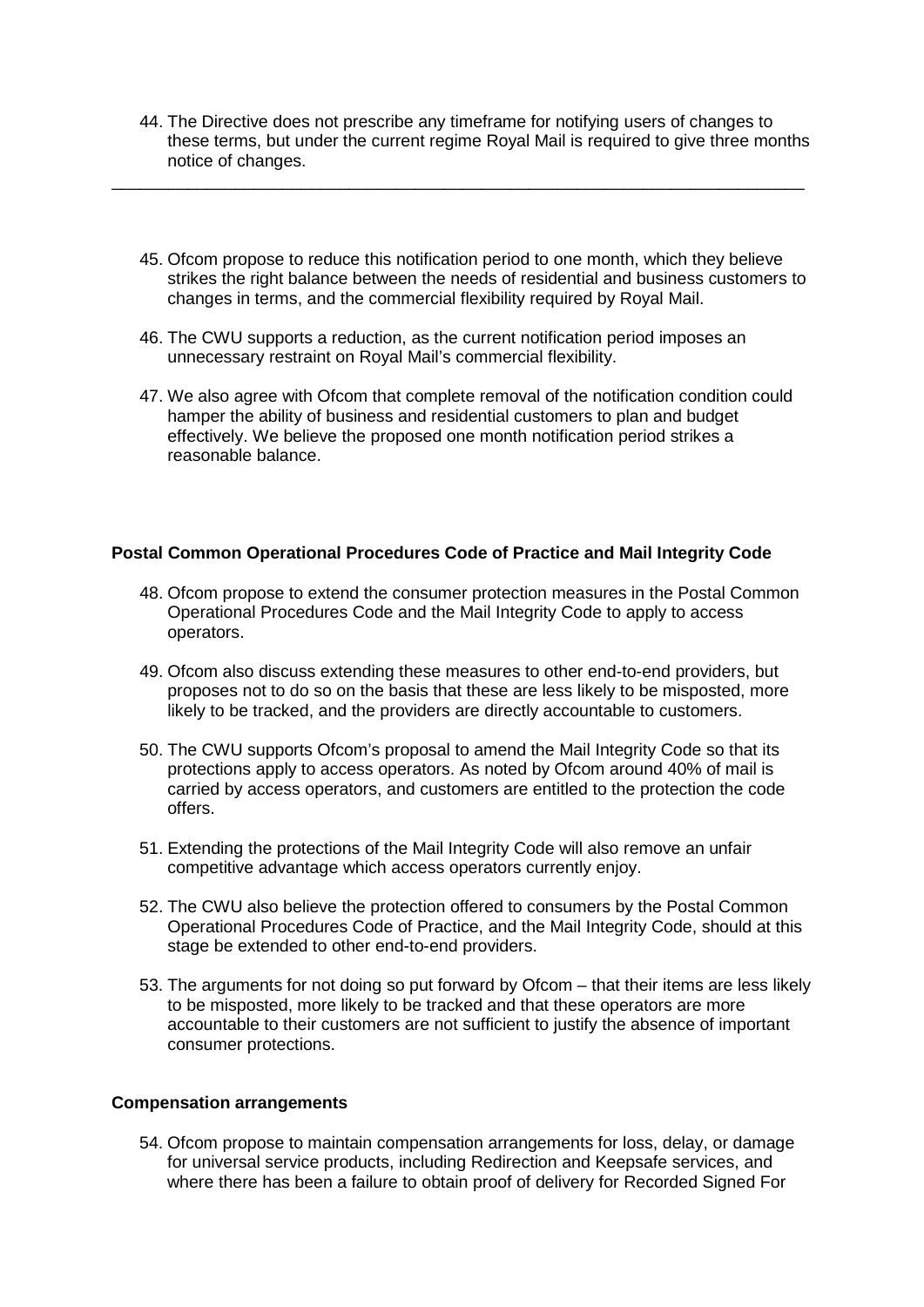44. The Directive does not prescribe any timeframe for notifying users of changes to these terms, but under the current regime Royal Mail is required to give three months notice of changes.

---

45. Ofcom propose to reduce this notification period to one month, which they believe strikes the right balance between the needs of residential and business customers to changes in terms, and the commercial flexibility required by Royal Mail.

46. The CWU supports a reduction, as the current notification period imposes an unnecessary restraint on Royal Mail's commercial flexibility.

47. We also agree with Ofcom that complete removal of the notification condition could hamper the ability of business and residential customers to plan and budget effectively. We believe the proposed one month notification period strikes a reasonable balance.

**Postal Common Operational Procedures Code of Practice and Mail Integrity Code**

48. Ofcom propose to extend the consumer protection measures in the Postal Common Operational Procedures Code and the Mail Integrity Code to apply to access operators.

49. Ofcom also discuss extending these measures to other end-to-end providers, but proposes not to do so on the basis that these are less likely to be misposted, more likely to be tracked, and the providers are directly accountable to customers.

50. The CWU supports Ofcom's proposal to amend the Mail Integrity Code so that its protections apply to access operators. As noted by Ofcom around 40% of mail is carried by access operators, and customers are entitled to the protection the code offers.

51. Extending the protections of the Mail Integrity Code will also remove an unfair competitive advantage which access operators currently enjoy.

52. The CWU also believe the protection offered to consumers by the Postal Common Operational Procedures Code of Practice, and the Mail Integrity Code, should at this stage be extended to other end-to-end providers.

53. The arguments for not doing so put forward by Ofcom – that their items are less likely to be misposted, more likely to be tracked and that these operators are more accountable to their customers are not sufficient to justify the absence of important consumer protections.

**Compensation arrangements**

54. Ofcom propose to maintain compensation arrangements for loss, delay, or damage for universal service products, including Redirection and Keepsafe services, and where there has been a failure to obtain proof of delivery for Recorded Signed For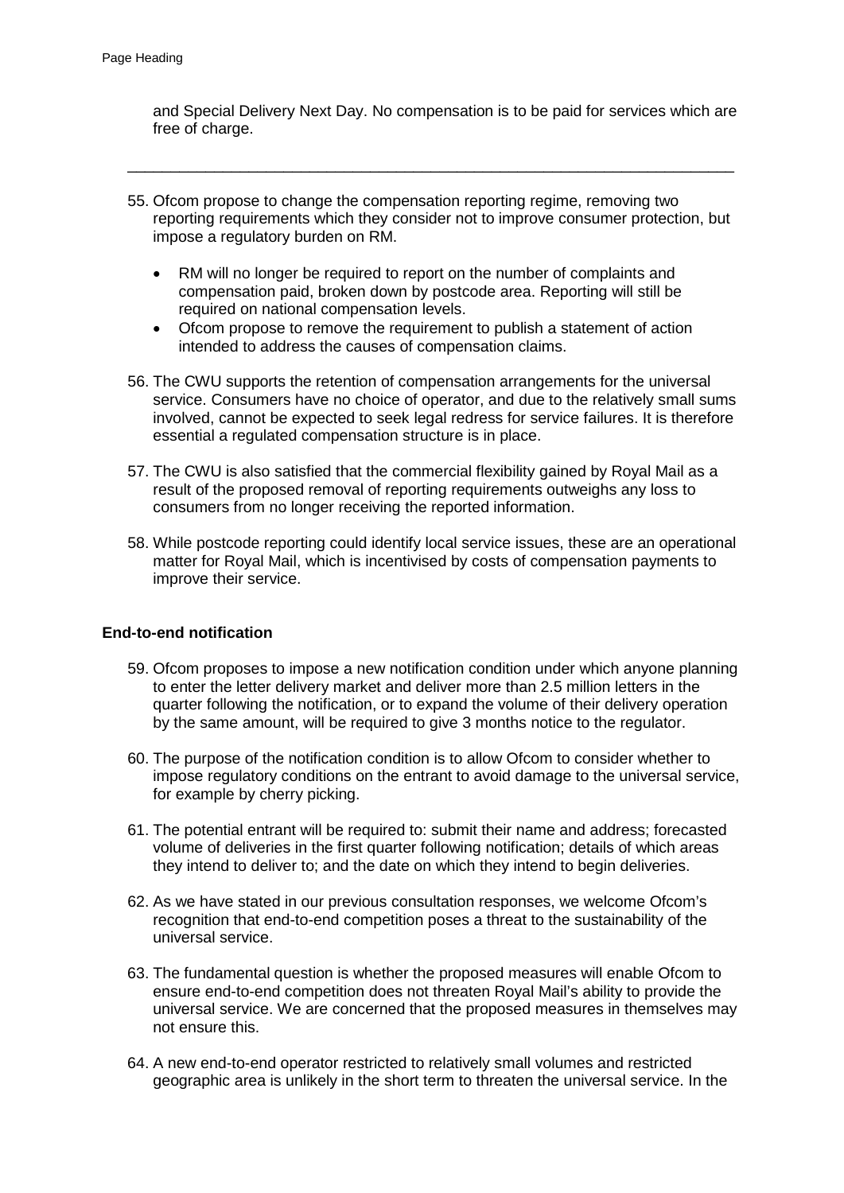and Special Delivery Next Day. No compensation is to be paid for services which are free of charge.

---

55. Ofcom propose to change the compensation reporting regime, removing two reporting requirements which they consider not to improve consumer protection, but impose a regulatory burden on RM.

    - RM will no longer be required to report on the number of complaints and compensation paid, broken down by postcode area. Reporting will still be required on national compensation levels.
    - Ofcom propose to remove the requirement to publish a statement of action intended to address the causes of compensation claims.

56. The CWU supports the retention of compensation arrangements for the universal service. Consumers have no choice of operator, and due to the relatively small sums involved, cannot be expected to seek legal redress for service failures. It is therefore essential a regulated compensation structure is in place.

57. The CWU is also satisfied that the commercial flexibility gained by Royal Mail as a result of the proposed removal of reporting requirements outweighs any loss to consumers from no longer receiving the reported information.

58. While postcode reporting could identify local service issues, these are an operational matter for Royal Mail, which is incentivised by costs of compensation payments to improve their service.

**End-to-end notification**

59. Ofcom proposes to impose a new notification condition under which anyone planning to enter the letter delivery market and deliver more than 2.5 million letters in the quarter following the notification, or to expand the volume of their delivery operation by the same amount, will be required to give 3 months notice to the regulator.

60. The purpose of the notification condition is to allow Ofcom to consider whether to impose regulatory conditions on the entrant to avoid damage to the universal service, for example by cherry picking.

61. The potential entrant will be required to: submit their name and address; forecasted volume of deliveries in the first quarter following notification; details of which areas they intend to deliver to; and the date on which they intend to begin deliveries.

62. As we have stated in our previous consultation responses, we welcome Ofcom's recognition that end-to-end competition poses a threat to the sustainability of the universal service.

63. The fundamental question is whether the proposed measures will enable Ofcom to ensure end-to-end competition does not threaten Royal Mail's ability to provide the universal service. We are concerned that the proposed measures in themselves may not ensure this.

64. A new end-to-end operator restricted to relatively small volumes and restricted geographic area is unlikely in the short term to threaten the universal service. In the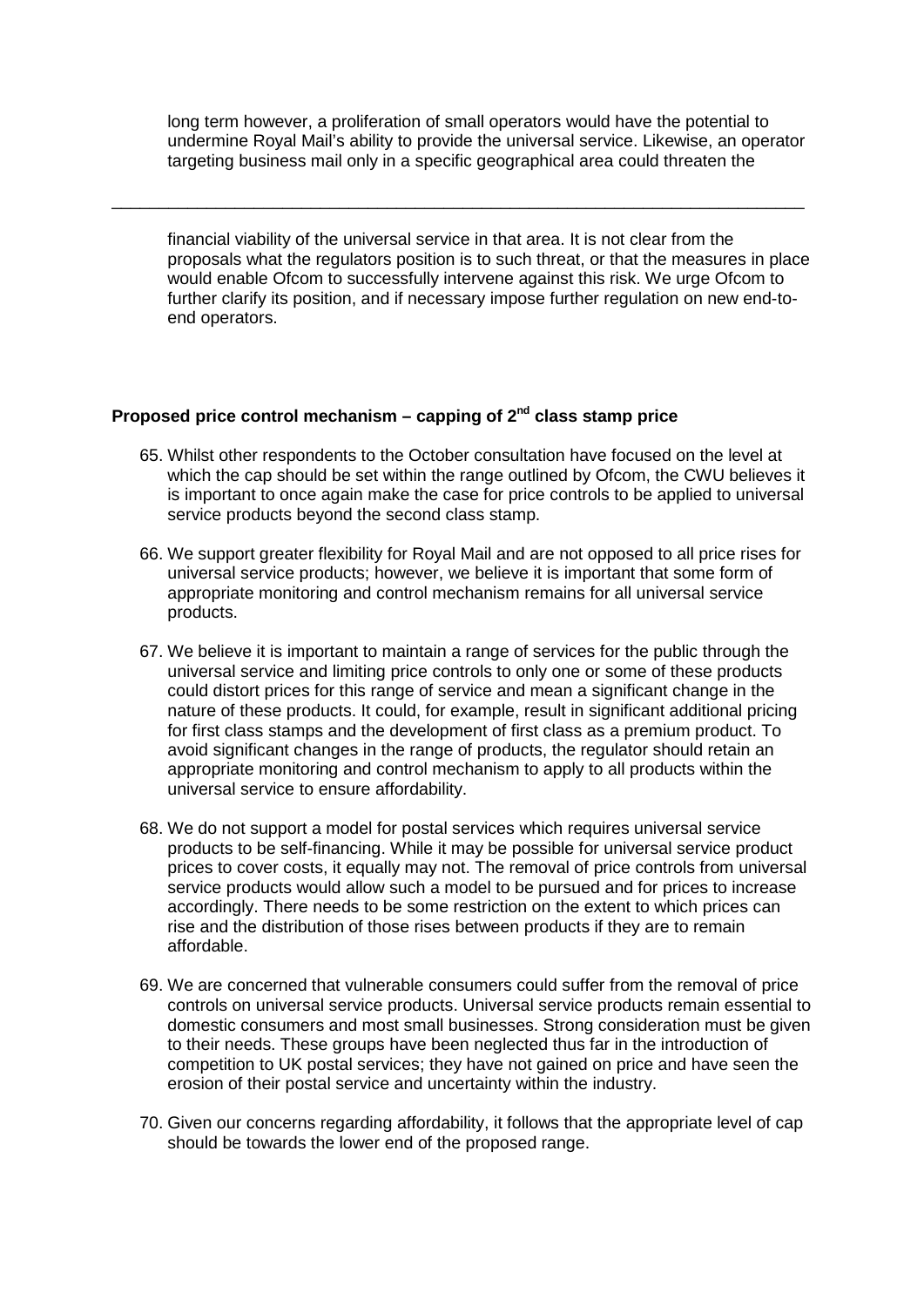long term however, a proliferation of small operators would have the potential to undermine Royal Mail's ability to provide the universal service. Likewise, an operator targeting business mail only in a specific geographical area could threaten the financial viability of the universal service in that area. It is not clear from the proposals what the regulators position is to such threat, or that the measures in place would enable Ofcom to successfully intervene against this risk. We urge Ofcom to further clarify its position, and if necessary impose further regulation on new end-to-end operators.

### Proposed price control mechanism – capping of 2nd class stamp price

65. Whilst other respondents to the October consultation have focused on the level at which the cap should be set within the range outlined by Ofcom, the CWU believes it is important to once again make the case for price controls to be applied to universal service products beyond the second class stamp.

66. We support greater flexibility for Royal Mail and are not opposed to all price rises for universal service products; however, we believe it is important that some form of appropriate monitoring and control mechanism remains for all universal service products.

67. We believe it is important to maintain a range of services for the public through the universal service and limiting price controls to only one or some of these products could distort prices for this range of service and mean a significant change in the nature of these products. It could, for example, result in significant additional pricing for first class stamps and the development of first class as a premium product. To avoid significant changes in the range of products, the regulator should retain an appropriate monitoring and control mechanism to apply to all products within the universal service to ensure affordability.

68. We do not support a model for postal services which requires universal service products to be self-financing. While it may be possible for universal service product prices to cover costs, it equally may not. The removal of price controls from universal service products would allow such a model to be pursued and for prices to increase accordingly. There needs to be some restriction on the extent to which prices can rise and the distribution of those rises between products if they are to remain affordable.

69. We are concerned that vulnerable consumers could suffer from the removal of price controls on universal service products. Universal service products remain essential to domestic consumers and most small businesses. Strong consideration must be given to their needs. These groups have been neglected thus far in the introduction of competition to UK postal services; they have not gained on price and have seen the erosion of their postal service and uncertainty within the industry.

70. Given our concerns regarding affordability, it follows that the appropriate level of cap should be towards the lower end of the proposed range.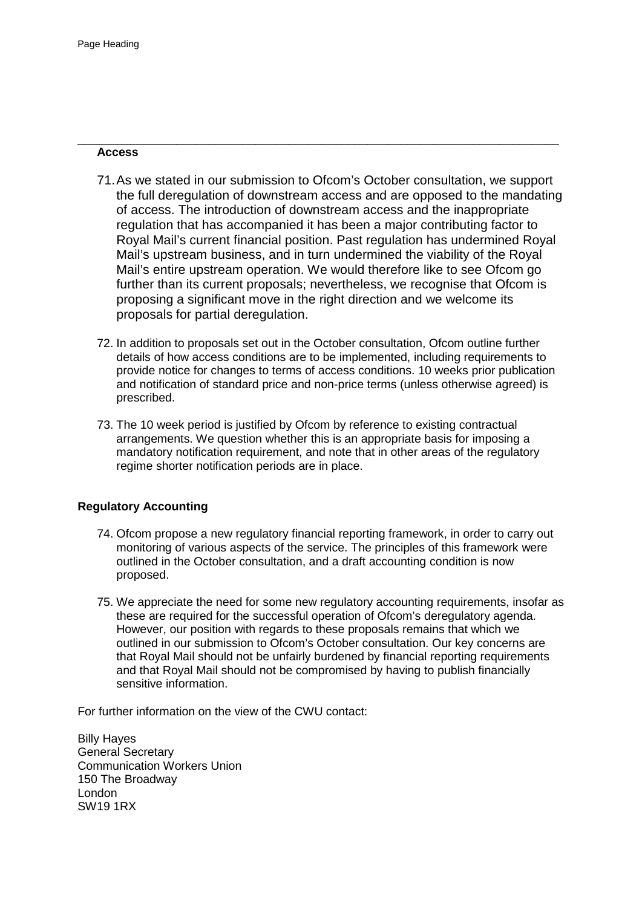**Access**

71. As we stated in our submission to Ofcom's October consultation, we support the full deregulation of downstream access and are opposed to the mandating of access. The introduction of downstream access and the inappropriate regulation that has accompanied it has been a major contributing factor to Royal Mail's current financial position. Past regulation has undermined Royal Mail's upstream business, and in turn undermined the viability of the Royal Mail's entire upstream operation. We would therefore like to see Ofcom go further than its current proposals; nevertheless, we recognise that Ofcom is proposing a significant move in the right direction and we welcome its proposals for partial deregulation.

72. In addition to proposals set out in the October consultation, Ofcom outline further details of how access conditions are to be implemented, including requirements to provide notice for changes to terms of access conditions. 10 weeks prior publication and notification of standard price and non-price terms (unless otherwise agreed) is prescribed.

73. The 10 week period is justified by Ofcom by reference to existing contractual arrangements. We question whether this is an appropriate basis for imposing a mandatory notification requirement, and note that in other areas of the regulatory regime shorter notification periods are in place.

**Regulatory Accounting**

74. Ofcom propose a new regulatory financial reporting framework, in order to carry out monitoring of various aspects of the service. The principles of this framework were outlined in the October consultation, and a draft accounting condition is now proposed.

75. We appreciate the need for some new regulatory accounting requirements, insofar as these are required for the successful operation of Ofcom's deregulatory agenda. However, our position with regards to these proposals remains that which we outlined in our submission to Ofcom's October consultation. Our key concerns are that Royal Mail should not be unfairly burdened by financial reporting requirements and that Royal Mail should not be compromised by having to publish financially sensitive information.

For further information on the view of the CWU contact:

Billy Hayes
General Secretary
Communication Workers Union
150 The Broadway
London
SW19 1RX